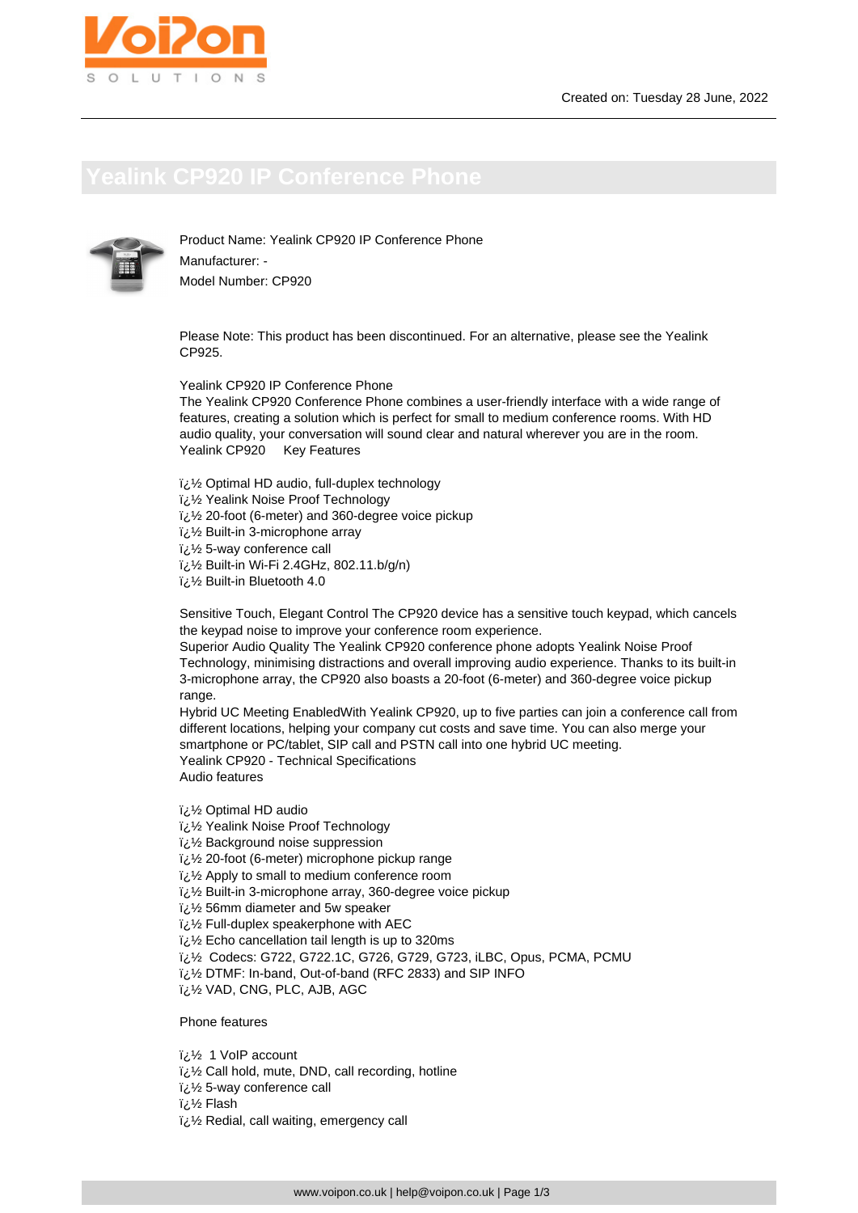Created on: Tuesday 28 June, 2022

# Yealink CP920 IP Conference Phone

Product Name: Yealink CP920 IP Conference Phone
Manufacturer: -
Model Number: CP920

Please Note: This product has been discontinued. For an alternative, please see the Yealink CP925.

Yealink CP920 IP Conference Phone
The Yealink CP920 Conference Phone combines a user-friendly interface with a wide range of features, creating a solution which is perfect for small to medium conference rooms. With HD audio quality, your conversation will sound clear and natural wherever you are in the room.
Yealink CP920     Key Features

- ï¿½ Optimal HD audio, full-duplex technology
- ï¿½ Yealink Noise Proof Technology
- ï¿½ 20-foot (6-meter) and 360-degree voice pickup
- ï¿½ Built-in 3-microphone array
- ï¿½ 5-way conference call
- ï¿½ Built-in Wi-Fi 2.4GHz, 802.11.b/g/n)
- ï¿½ Built-in Bluetooth 4.0

Sensitive Touch, Elegant Control The CP920 device has a sensitive touch keypad, which cancels the keypad noise to improve your conference room experience.
Superior Audio Quality The Yealink CP920 conference phone adopts Yealink Noise Proof Technology, minimising distractions and overall improving audio experience. Thanks to its built-in 3-microphone array, the CP920 also boasts a 20-foot (6-meter) and 360-degree voice pickup range.
Hybrid UC Meeting EnabledWith Yealink CP920, up to five parties can join a conference call from different locations, helping your company cut costs and save time. You can also merge your smartphone or PC/tablet, SIP call and PSTN call into one hybrid UC meeting.
Yealink CP920 - Technical Specifications
Audio features

- ï¿½ Optimal HD audio
- ï¿½ Yealink Noise Proof Technology
- ï¿½ Background noise suppression
- ï¿½ 20-foot (6-meter) microphone pickup range
- ï¿½ Apply to small to medium conference room
- ï¿½ Built-in 3-microphone array, 360-degree voice pickup
- ï¿½ 56mm diameter and 5w speaker
- ï¿½ Full-duplex speakerphone with AEC
- ï¿½ Echo cancellation tail length is up to 320ms
- ï¿½  Codecs: G722, G722.1C, G726, G729, G723, iLBC, Opus, PCMA, PCMU
- ï¿½ DTMF: In-band, Out-of-band (RFC 2833) and SIP INFO
- ï¿½ VAD, CNG, PLC, AJB, AGC

Phone features

- ï¿½  1 VoIP account
- ï¿½ Call hold, mute, DND, call recording, hotline
- ï¿½ 5-way conference call
- ï¿½ Flash
- ï¿½ Redial, call waiting, emergency call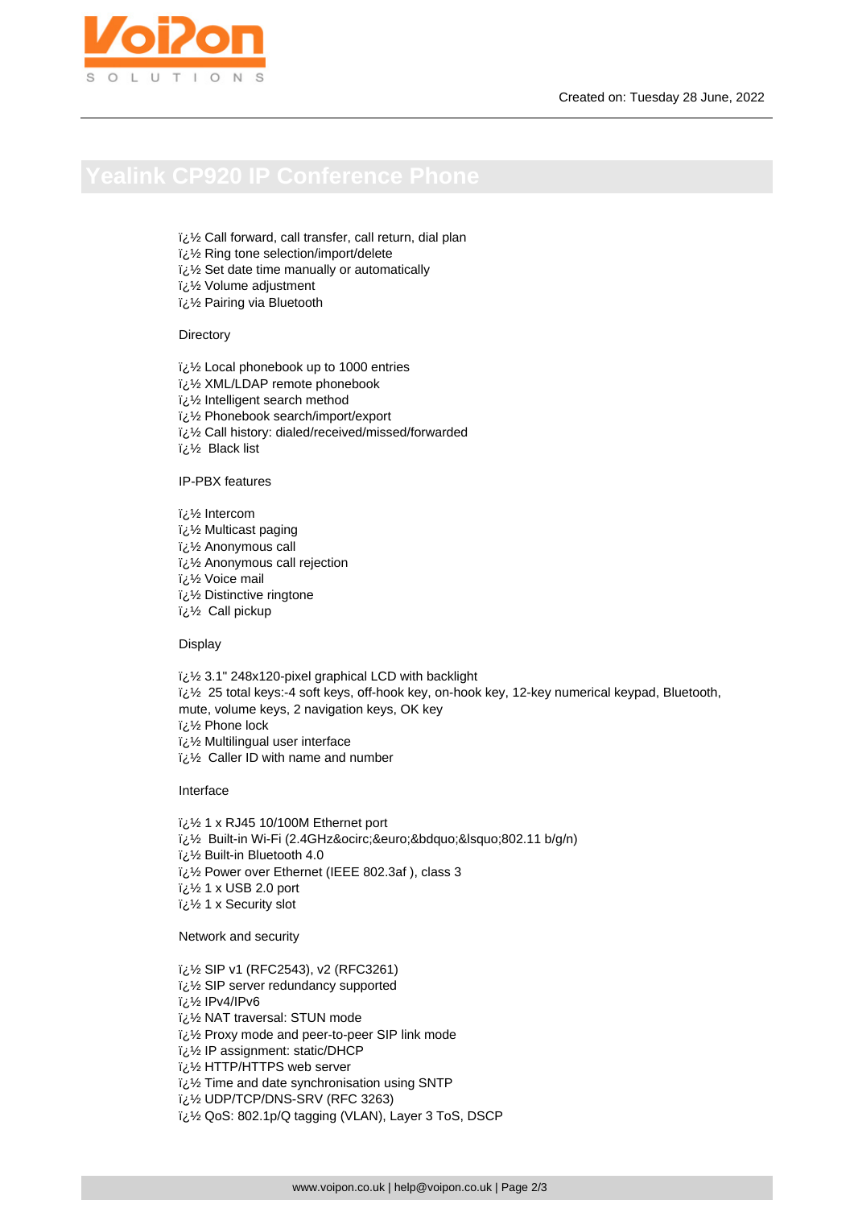# Yealink CP920 IP Conference Phone

- ï¿½ Call forward, call transfer, call return, dial plan
- ï¿½ Ring tone selection/import/delete
- ï¿½ Set date time manually or automatically
- ï¿½ Volume adjustment
- ï¿½ Pairing via Bluetooth

Directory

- ï¿½ Local phonebook up to 1000 entries
- ï¿½ XML/LDAP remote phonebook
- ï¿½ Intelligent search method
- ï¿½ Phonebook search/import/export
- ï¿½ Call history: dialed/received/missed/forwarded
- ï¿½ Black list

IP-PBX features

- ï¿½ Intercom
- ï¿½ Multicast paging
- ï¿½ Anonymous call
- ï¿½ Anonymous call rejection
- ï¿½ Voice mail
- ï¿½ Distinctive ringtone
- ï¿½ Call pickup

Display

- ï¿½ 3.1" 248x120-pixel graphical LCD with backlight
- ï¿½ 25 total keys:-4 soft keys, off-hook key, on-hook key, 12-key numerical keypad, Bluetooth, mute, volume keys, 2 navigation keys, OK key
- ï¿½ Phone lock
- ï¿½ Multilingual user interface
- ï¿½ Caller ID with name and number

Interface

- ï¿½ 1 x RJ45 10/100M Ethernet port
- ï¿½ Built-in Wi-Fi (2.4GHz&ocirc;&euro;&bdquo;&lsquo;802.11 b/g/n)
- ï¿½ Built-in Bluetooth 4.0
- ï¿½ Power over Ethernet (IEEE 802.3af ), class 3
- ï¿½ 1 x USB 2.0 port
- ï¿½ 1 x Security slot

Network and security

- ï¿½ SIP v1 (RFC2543), v2 (RFC3261)
- ï¿½ SIP server redundancy supported
- ï¿½ IPv4/IPv6
- ï¿½ NAT traversal: STUN mode
- ï¿½ Proxy mode and peer-to-peer SIP link mode
- ï¿½ IP assignment: static/DHCP
- ï¿½ HTTP/HTTPS web server
- ï¿½ Time and date synchronisation using SNTP
- ï¿½ UDP/TCP/DNS-SRV (RFC 3263)
- ï¿½ QoS: 802.1p/Q tagging (VLAN), Layer 3 ToS, DSCP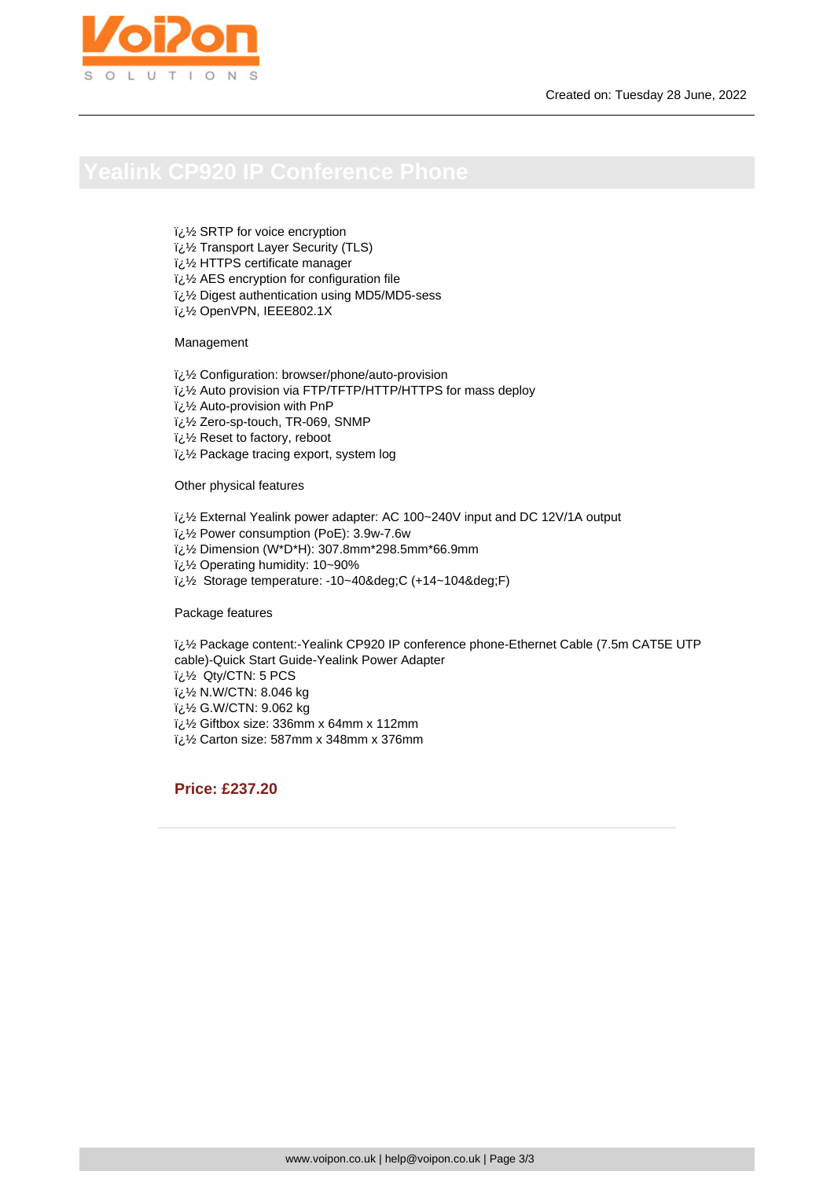# Yealink CP920 IP Conference Phone

ï¿½ SRTP for voice encryption
ï¿½ Transport Layer Security (TLS)
ï¿½ HTTPS certificate manager
ï¿½ AES encryption for configuration file
ï¿½ Digest authentication using MD5/MD5-sess
ï¿½ OpenVPN, IEEE802.1X

Management

ï¿½ Configuration: browser/phone/auto-provision
ï¿½ Auto provision via FTP/TFTP/HTTP/HTTPS for mass deploy
ï¿½ Auto-provision with PnP
ï¿½ Zero-sp-touch, TR-069, SNMP
ï¿½ Reset to factory, reboot
ï¿½ Package tracing export, system log

Other physical features

ï¿½ External Yealink power adapter: AC 100~240V input and DC 12V/1A output
ï¿½ Power consumption (PoE): 3.9w-7.6w
ï¿½ Dimension (W*D*H): 307.8mm*298.5mm*66.9mm
ï¿½ Operating humidity: 10~90%
ï¿½ Storage temperature: -10~40&deg;C (+14~104&deg;F)

Package features

ï¿½ Package content:-Yealink CP920 IP conference phone-Ethernet Cable (7.5m CAT5E UTP cable)-Quick Start Guide-Yealink Power Adapter
ï¿½ Qty/CTN: 5 PCS
ï¿½ N.W/CTN: 8.046 kg
ï¿½ G.W/CTN: 9.062 kg
ï¿½ Giftbox size: 336mm x 64mm x 112mm
ï¿½ Carton size: 587mm x 348mm x 376mm

**Price: £237.20**